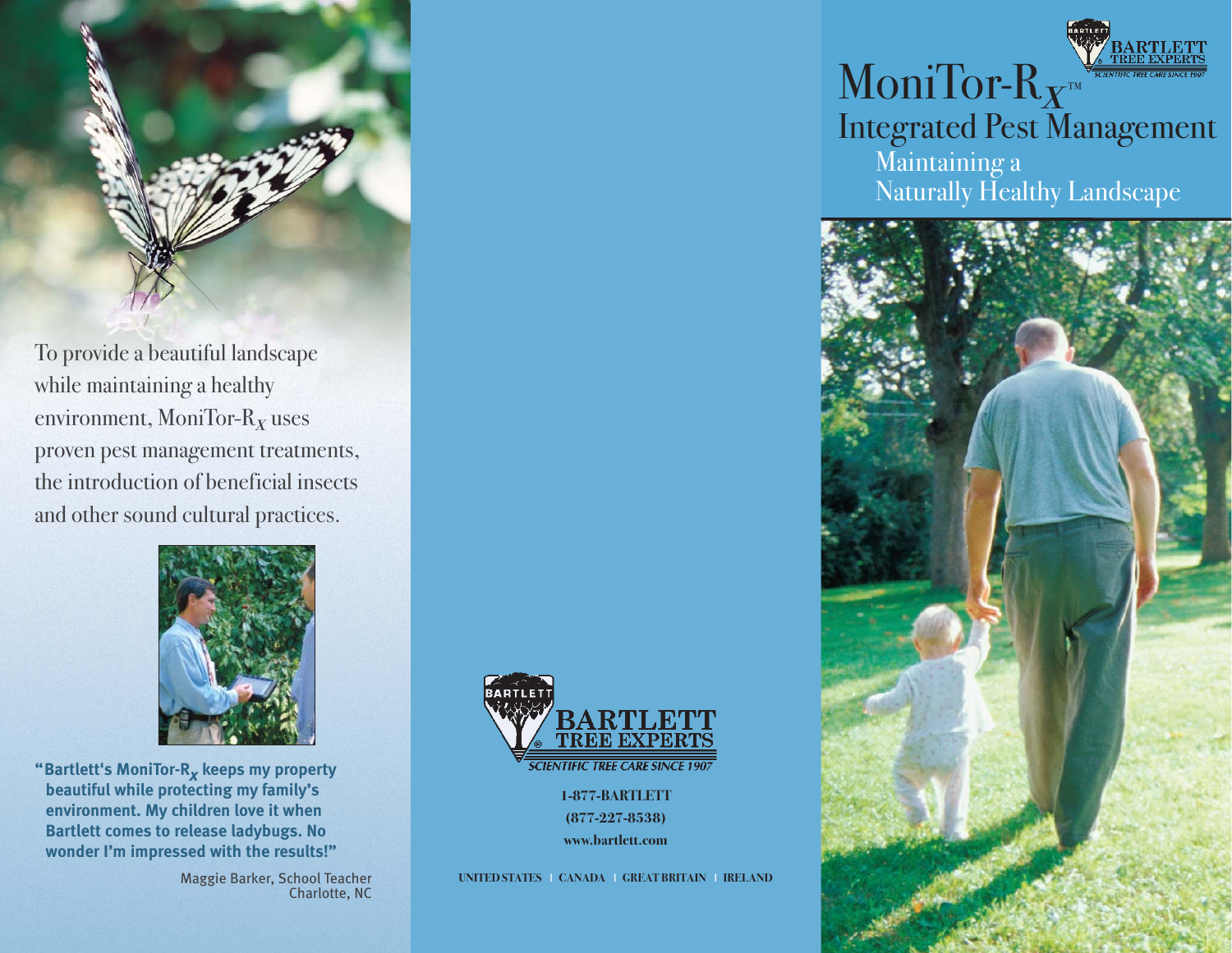# MoniTor-$R_X$™ Integrated Pest Management

## Maintaining a Naturally Healthy Landscape

BARTLETT TREE EXPERTS
SCIENTIFIC TREE CARE SINCE 1907

To provide a beautiful landscape while maintaining a healthy environment, MoniTor-$R_X$ uses proven pest management treatments, the introduction of beneficial insects and other sound cultural practices.

**"Bartlett's MoniTor-$R_X$ keeps my property beautiful while protecting my family's environment. My children love it when Bartlett comes to release ladybugs. No wonder I'm impressed with the results!"**

Maggie Barker, School Teacher
Charlotte, NC

BARTLETT TREE EXPERTS
SCIENTIFIC TREE CARE SINCE 1907

1-877-BARTLETT
(877-227-8538)
www.bartlett.com

UNITED STATES | CANADA | GREAT BRITAIN | IRELAND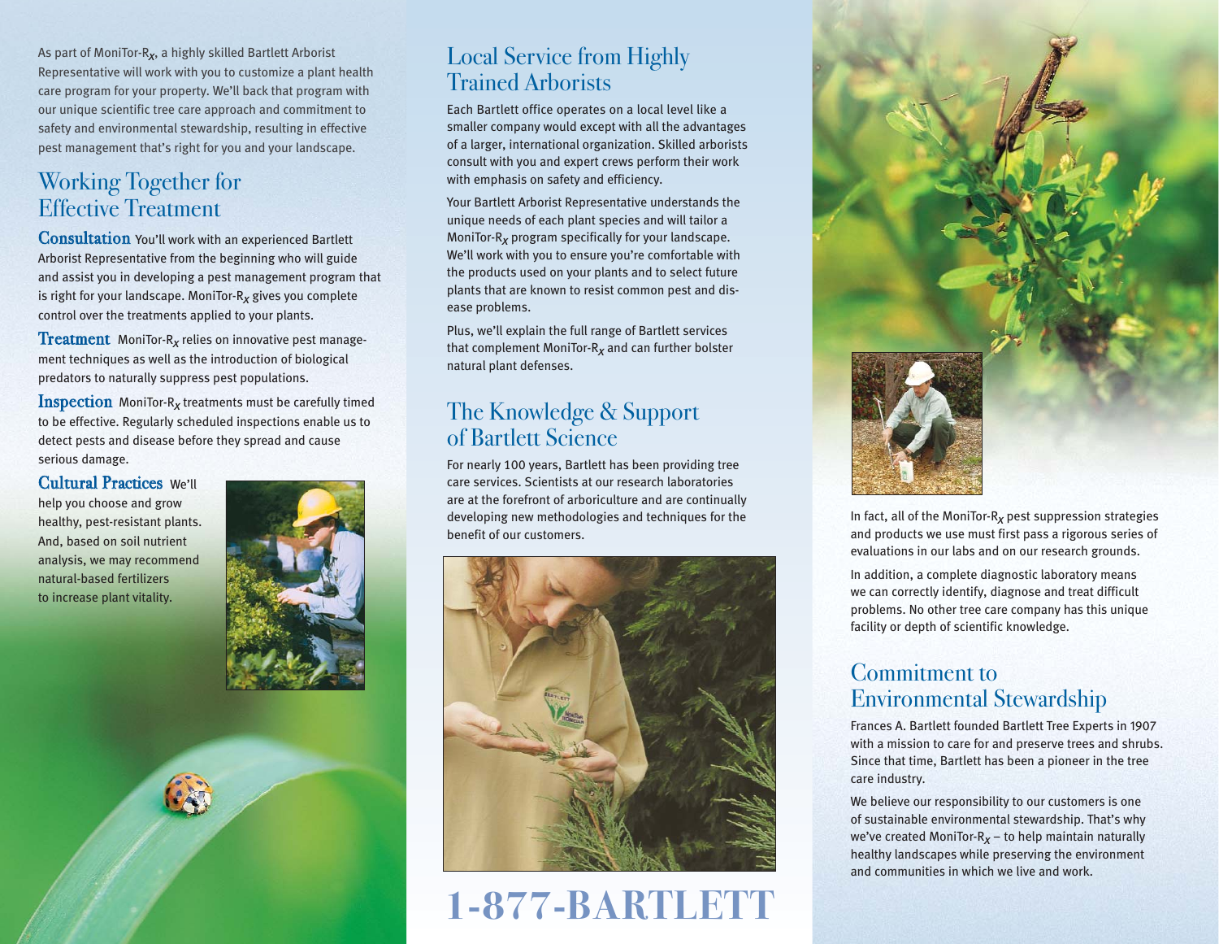As part of MoniTor-$R_X$, a highly skilled Bartlett Arborist Representative will work with you to customize a plant health care program for your property. We'll back that program with our unique scientific tree care approach and commitment to safety and environmental stewardship, resulting in effective pest management that's right for you and your landscape.

## Working Together for Effective Treatment

**Consultation** You'll work with an experienced Bartlett Arborist Representative from the beginning who will guide and assist you in developing a pest management program that is right for your landscape. MoniTor-$R_X$ gives you complete control over the treatments applied to your plants.

**Treatment** MoniTor-$R_X$ relies on innovative pest management techniques as well as the introduction of biological predators to naturally suppress pest populations.

**Inspection** MoniTor-$R_X$ treatments must be carefully timed to be effective. Regularly scheduled inspections enable us to detect pests and disease before they spread and cause serious damage.

**Cultural Practices** We'll help you choose and grow healthy, pest-resistant plants. And, based on soil nutrient analysis, we may recommend natural-based fertilizers to increase plant vitality.

## Local Service from Highly Trained Arborists

Each Bartlett office operates on a local level like a smaller company would except with all the advantages of a larger, international organization. Skilled arborists consult with you and expert crews perform their work with emphasis on safety and efficiency.

Your Bartlett Arborist Representative understands the unique needs of each plant species and will tailor a MoniTor-$R_X$ program specifically for your landscape. We'll work with you to ensure you're comfortable with the products used on your plants and to select future plants that are known to resist common pest and disease problems.

Plus, we'll explain the full range of Bartlett services that complement MoniTor-$R_X$ and can further bolster natural plant defenses.

## The Knowledge & Support of Bartlett Science

For nearly 100 years, Bartlett has been providing tree care services. Scientists at our research laboratories are at the forefront of arboriculture and are continually developing new methodologies and techniques for the benefit of our customers.

**1-877-BARTLETT**

In fact, all of the MoniTor-$R_X$ pest suppression strategies and products we use must first pass a rigorous series of evaluations in our labs and on our research grounds.

In addition, a complete diagnostic laboratory means we can correctly identify, diagnose and treat difficult problems. No other tree care company has this unique facility or depth of scientific knowledge.

## Commitment to Environmental Stewardship

Frances A. Bartlett founded Bartlett Tree Experts in 1907 with a mission to care for and preserve trees and shrubs. Since that time, Bartlett has been a pioneer in the tree care industry.

We believe our responsibility to our customers is one of sustainable environmental stewardship. That's why we've created MoniTor-$R_X$ – to help maintain naturally healthy landscapes while preserving the environment and communities in which we live and work.